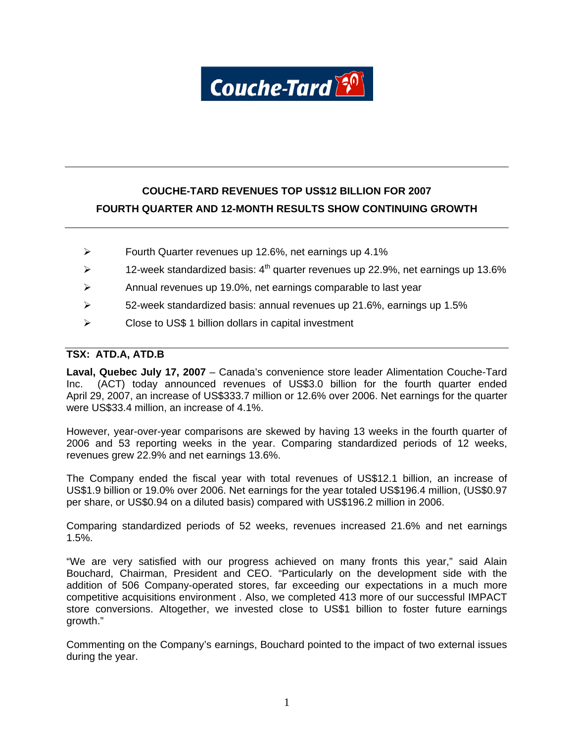# COUCHE-TARD REVENUES TOP US$12 BILLION FOR 2007

# FOURTH QUARTER AND 12-MONTH RESULTS SHOW CONTINUING GROWTH

- Fourth Quarter revenues up 12.6%, net earnings up 4.1%
- 12-week standardized basis: 4th quarter revenues up 22.9%, net earnings up 13.6%
- Annual revenues up 19.0%, net earnings comparable to last year
- 52-week standardized basis: annual revenues up 21.6%, earnings up 1.5%
- Close to US$ 1 billion dollars in capital investment

**TSX: ATD.A, ATD.B**

**Laval, Quebec July 17, 2007** – Canada's convenience store leader Alimentation Couche-Tard Inc. (ACT) today announced revenues of US$3.0 billion for the fourth quarter ended April 29, 2007, an increase of US$333.7 million or 12.6% over 2006. Net earnings for the quarter were US$33.4 million, an increase of 4.1%.

However, year-over-year comparisons are skewed by having 13 weeks in the fourth quarter of 2006 and 53 reporting weeks in the year. Comparing standardized periods of 12 weeks, revenues grew 22.9% and net earnings 13.6%.

The Company ended the fiscal year with total revenues of US$12.1 billion, an increase of US$1.9 billion or 19.0% over 2006. Net earnings for the year totaled US$196.4 million, (US$0.97 per share, or US$0.94 on a diluted basis) compared with US$196.2 million in 2006.

Comparing standardized periods of 52 weeks, revenues increased 21.6% and net earnings 1.5%.

"We are very satisfied with our progress achieved on many fronts this year," said Alain Bouchard, Chairman, President and CEO. "Particularly on the development side with the addition of 506 Company-operated stores, far exceeding our expectations in a much more competitive acquisitions environment . Also, we completed 413 more of our successful IMPACT store conversions. Altogether, we invested close to US$1 billion to foster future earnings growth."

Commenting on the Company's earnings, Bouchard pointed to the impact of two external issues during the year.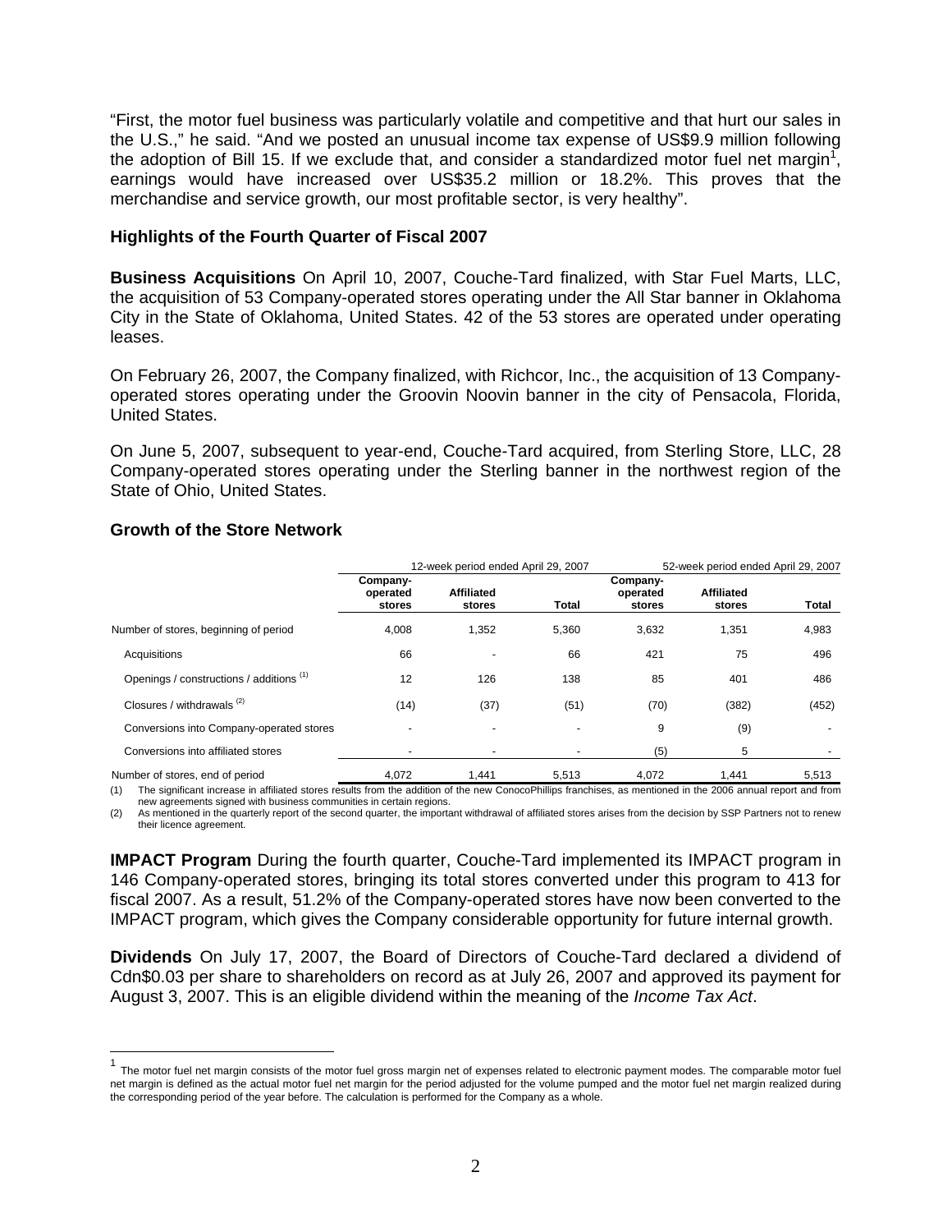"First, the motor fuel business was particularly volatile and competitive and that hurt our sales in the U.S.," he said. "And we posted an unusual income tax expense of US$9.9 million following the adoption of Bill 15. If we exclude that, and consider a standardized motor fuel net margin[1], earnings would have increased over US$35.2 million or 18.2%. This proves that the merchandise and service growth, our most profitable sector, is very healthy".

### Highlights of the Fourth Quarter of Fiscal 2007

**Business Acquisitions** On April 10, 2007, Couche-Tard finalized, with Star Fuel Marts, LLC, the acquisition of 53 Company-operated stores operating under the All Star banner in Oklahoma City in the State of Oklahoma, United States. 42 of the 53 stores are operated under operating leases.

On February 26, 2007, the Company finalized, with Richcor, Inc., the acquisition of 13 Company-operated stores operating under the Groovin Noovin banner in the city of Pensacola, Florida, United States.

On June 5, 2007, subsequent to year-end, Couche-Tard acquired, from Sterling Store, LLC, 28 Company-operated stores operating under the Sterling banner in the northwest region of the State of Ohio, United States.

### Growth of the Store Network

| | 12-week period ended April 29, 2007 | | | 52-week period ended April 29, 2007 | | |
|---|---|---|---|---|---|---|
| | Company-operated stores | Affiliated stores | Total | Company-operated stores | Affiliated stores | Total |
| Number of stores, beginning of period | 4,008 | 1,352 | 5,360 | 3,632 | 1,351 | 4,983 |
| Acquisitions | 66 | - | 66 | 421 | 75 | 496 |
| Openings / constructions / additions (1) | 12 | 126 | 138 | 85 | 401 | 486 |
| Closures / withdrawals (2) | (14) | (37) | (51) | (70) | (382) | (452) |
| Conversions into Company-operated stores | - | - | - | 9 | (9) | - |
| Conversions into affiliated stores | - | - | - | (5) | 5 | - |
| Number of stores, end of period | 4,072 | 1,441 | 5,513 | 4,072 | 1,441 | 5,513 |

(1) The significant increase in affiliated stores results from the addition of the new ConocoPhillips franchises, as mentioned in the 2006 annual report and from new agreements signed with business communities in certain regions.

(2) As mentioned in the quarterly report of the second quarter, the important withdrawal of affiliated stores arises from the decision by SSP Partners not to renew their licence agreement.

**IMPACT Program** During the fourth quarter, Couche-Tard implemented its IMPACT program in 146 Company-operated stores, bringing its total stores converted under this program to 413 for fiscal 2007. As a result, 51.2% of the Company-operated stores have now been converted to the IMPACT program, which gives the Company considerable opportunity for future internal growth.

**Dividends** On July 17, 2007, the Board of Directors of Couche-Tard declared a dividend of Cdn$0.03 per share to shareholders on record as at July 26, 2007 and approved its payment for August 3, 2007. This is an eligible dividend within the meaning of the *Income Tax Act*.

---

[1] The motor fuel net margin consists of the motor fuel gross margin net of expenses related to electronic payment modes. The comparable motor fuel net margin is defined as the actual motor fuel net margin for the period adjusted for the volume pumped and the motor fuel net margin realized during the corresponding period of the year before. The calculation is performed for the Company as a whole.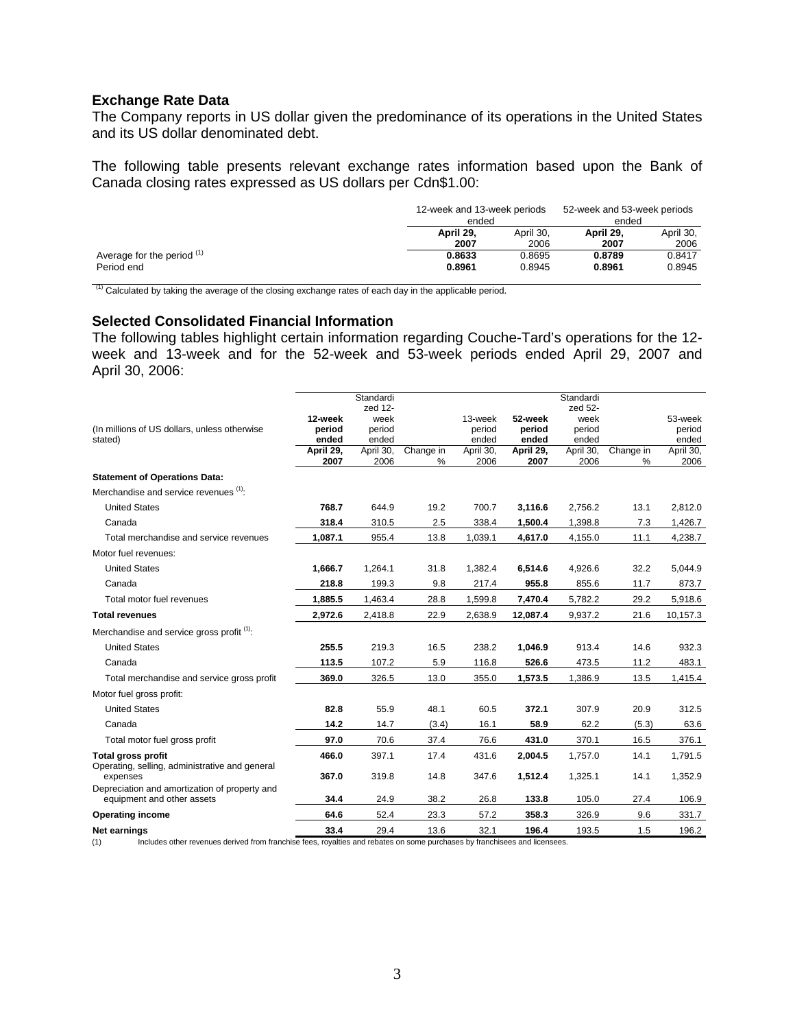## Exchange Rate Data

The Company reports in US dollar given the predominance of its operations in the United States and its US dollar denominated debt.

The following table presents relevant exchange rates information based upon the Bank of Canada closing rates expressed as US dollars per Cdn$1.00:

| | 12-week and 13-week periods ended | | 52-week and 53-week periods ended | |
|---|---|---|---|---|
| | **April 29, 2007** | April 30, 2006 | **April 29, 2007** | April 30, 2006 |
| Average for the period [(1)] | **0.8633** | 0.8695 | **0.8789** | 0.8417 |
| Period end | **0.8961** | 0.8945 | **0.8961** | 0.8945 |

[(1)] Calculated by taking the average of the closing exchange rates of each day in the applicable period.

## Selected Consolidated Financial Information

The following tables highlight certain information regarding Couche-Tard's operations for the 12-week and 13-week and for the 52-week and 53-week periods ended April 29, 2007 and April 30, 2006:

| (In millions of US dollars, unless otherwise stated) | **12-week period ended April 29, 2007** | Standardized 12-week period ended April 30, 2006 | Change in % | 13-week period ended April 30, 2006 | **52-week period ended April 29, 2007** | Standardized 52-week period ended April 30, 2006 | Change in % | 53-week period ended April 30, 2006 |
|---|---|---|---|---|---|---|---|---|
| **Statement of Operations Data:** | | | | | | | | |
| Merchandise and service revenues [(1)]: | | | | | | | | |
| United States | **768.7** | 644.9 | 19.2 | 700.7 | **3,116.6** | 2,756.2 | 13.1 | 2,812.0 |
| Canada | **318.4** | 310.5 | 2.5 | 338.4 | **1,500.4** | 1,398.8 | 7.3 | 1,426.7 |
| Total merchandise and service revenues | **1,087.1** | 955.4 | 13.8 | 1,039.1 | **4,617.0** | 4,155.0 | 11.1 | 4,238.7 |
| Motor fuel revenues: | | | | | | | | |
| United States | **1,666.7** | 1,264.1 | 31.8 | 1,382.4 | **6,514.6** | 4,926.6 | 32.2 | 5,044.9 |
| Canada | **218.8** | 199.3 | 9.8 | 217.4 | **955.8** | 855.6 | 11.7 | 873.7 |
| Total motor fuel revenues | **1,885.5** | 1,463.4 | 28.8 | 1,599.8 | **7,470.4** | 5,782.2 | 29.2 | 5,918.6 |
| **Total revenues** | **2,972.6** | 2,418.8 | 22.9 | 2,638.9 | **12,087.4** | 9,937.2 | 21.6 | 10,157.3 |
| Merchandise and service gross profit [(1)]: | | | | | | | | |
| United States | **255.5** | 219.3 | 16.5 | 238.2 | **1,046.9** | 913.4 | 14.6 | 932.3 |
| Canada | **113.5** | 107.2 | 5.9 | 116.8 | **526.6** | 473.5 | 11.2 | 483.1 |
| Total merchandise and service gross profit | **369.0** | 326.5 | 13.0 | 355.0 | **1,573.5** | 1,386.9 | 13.5 | 1,415.4 |
| Motor fuel gross profit: | | | | | | | | |
| United States | **82.8** | 55.9 | 48.1 | 60.5 | **372.1** | 307.9 | 20.9 | 312.5 |
| Canada | **14.2** | 14.7 | (3.4) | 16.1 | **58.9** | 62.2 | (5.3) | 63.6 |
| Total motor fuel gross profit | **97.0** | 70.6 | 37.4 | 76.6 | **431.0** | 370.1 | 16.5 | 376.1 |
| **Total gross profit** | **466.0** | 397.1 | 17.4 | 431.6 | **2,004.5** | 1,757.0 | 14.1 | 1,791.5 |
| Operating, selling, administrative and general expenses | **367.0** | 319.8 | 14.8 | 347.6 | **1,512.4** | 1,325.1 | 14.1 | 1,352.9 |
| Depreciation and amortization of property and equipment and other assets | **34.4** | 24.9 | 38.2 | 26.8 | **133.8** | 105.0 | 27.4 | 106.9 |
| **Operating income** | **64.6** | 52.4 | 23.3 | 57.2 | **358.3** | 326.9 | 9.6 | 331.7 |
| **Net earnings** | **33.4** | 29.4 | 13.6 | 32.1 | **196.4** | 193.5 | 1.5 | 196.2 |

(1) Includes other revenues derived from franchise fees, royalties and rebates on some purchases by franchisees and licensees.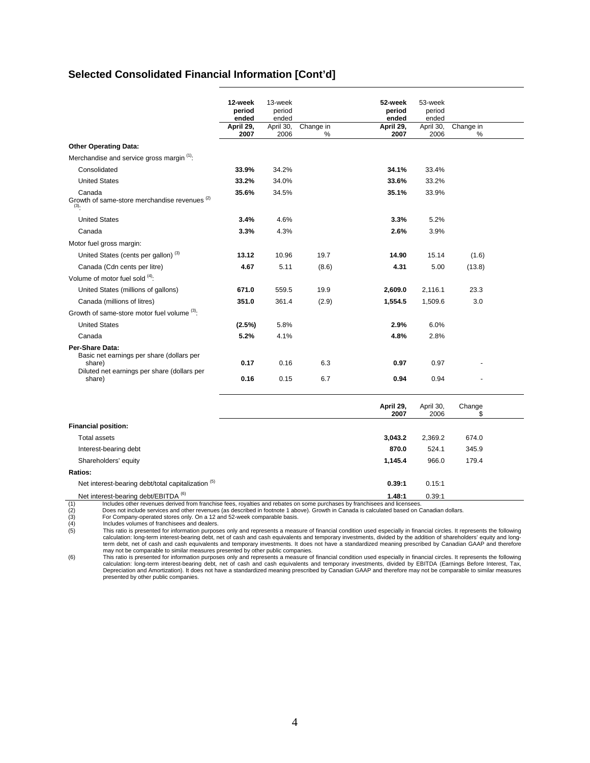## Selected Consolidated Financial Information [Cont'd]

| | **12-week period ended April 29, 2007** | 13-week period ended April 30, 2006 | Change in % | **52-week period ended April 29, 2007** | 53-week period ended April 30, 2006 | Change in % |
|---|---|---|---|---|---|---|
| **Other Operating Data:** | | | | | | |
| Merchandise and service gross margin [1]: | | | | | | |
| Consolidated | **33.9%** | 34.2% | | **34.1%** | 33.4% | |
| United States | **33.2%** | 34.0% | | **33.6%** | 33.2% | |
| Canada | **35.6%** | 34.5% | | **35.1%** | 33.9% | |
| Growth of same-store merchandise revenues [2] [3]: | | | | | | |
| United States | **3.4%** | 4.6% | | **3.3%** | 5.2% | |
| Canada | **3.3%** | 4.3% | | **2.6%** | 3.9% | |
| Motor fuel gross margin: | | | | | | |
| United States (cents per gallon) [3] | **13.12** | 10.96 | 19.7 | **14.90** | 15.14 | (1.6) |
| Canada (Cdn cents per litre) | **4.67** | 5.11 | (8.6) | **4.31** | 5.00 | (13.8) |
| Volume of motor fuel sold [4]: | | | | | | |
| United States (millions of gallons) | **671.0** | 559.5 | 19.9 | **2,609.0** | 2,116.1 | 23.3 |
| Canada (millions of litres) | **351.0** | 361.4 | (2.9) | **1,554.5** | 1,509.6 | 3.0 |
| Growth of same-store motor fuel volume [3]: | | | | | | |
| United States | **(2.5%)** | 5.8% | | **2.9%** | 6.0% | |
| Canada | **5.2%** | 4.1% | | **4.8%** | 2.8% | |
| **Per-Share Data:** | | | | | | |
| Basic net earnings per share (dollars per share) | **0.17** | 0.16 | 6.3 | **0.97** | 0.97 | - |
| Diluted net earnings per share (dollars per share) | **0.16** | 0.15 | 6.7 | **0.94** | 0.94 | - |

| | **April 29, 2007** | April 30, 2006 | Change $ |
|---|---|---|---|
| **Financial position:** | | | |
| Total assets | **3,043.2** | 2,369.2 | 674.0 |
| Interest-bearing debt | **870.0** | 524.1 | 345.9 |
| Shareholders' equity | **1,145.4** | 966.0 | 179.4 |
| **Ratios:** | | | |
| Net interest-bearing debt/total capitalization [5] | **0.39:1** | 0.15:1 | |
| Net interest-bearing debt/EBITDA [6] | **1.48:1** | 0.39:1 | |

(1) Includes other revenues derived from franchise fees, royalties and rebates on some purchases by franchisees and licensees.
(2) Does not include services and other revenues (as described in footnote 1 above). Growth in Canada is calculated based on Canadian dollars.
(3) For Company-operated stores only. On a 12 and 52-week comparable basis.
(4) Includes volumes of franchisees and dealers.
(5) This ratio is presented for information purposes only and represents a measure of financial condition used especially in financial circles. It represents the following calculation: long-term interest-bearing debt, net of cash and cash equivalents and temporary investments, divided by the addition of shareholders' equity and long-term debt, net of cash and cash equivalents and temporary investments. It does not have a standardized meaning prescribed by Canadian GAAP and therefore may not be comparable to similar measures presented by other public companies.
(6) This ratio is presented for information purposes only and represents a measure of financial condition used especially in financial circles. It represents the following calculation: long-term interest-bearing debt, net of cash and cash equivalents and temporary investments, divided by EBITDA (Earnings Before Interest, Tax, Depreciation and Amortization). It does not have a standardized meaning prescribed by Canadian GAAP and therefore may not be comparable to similar measures presented by other public companies.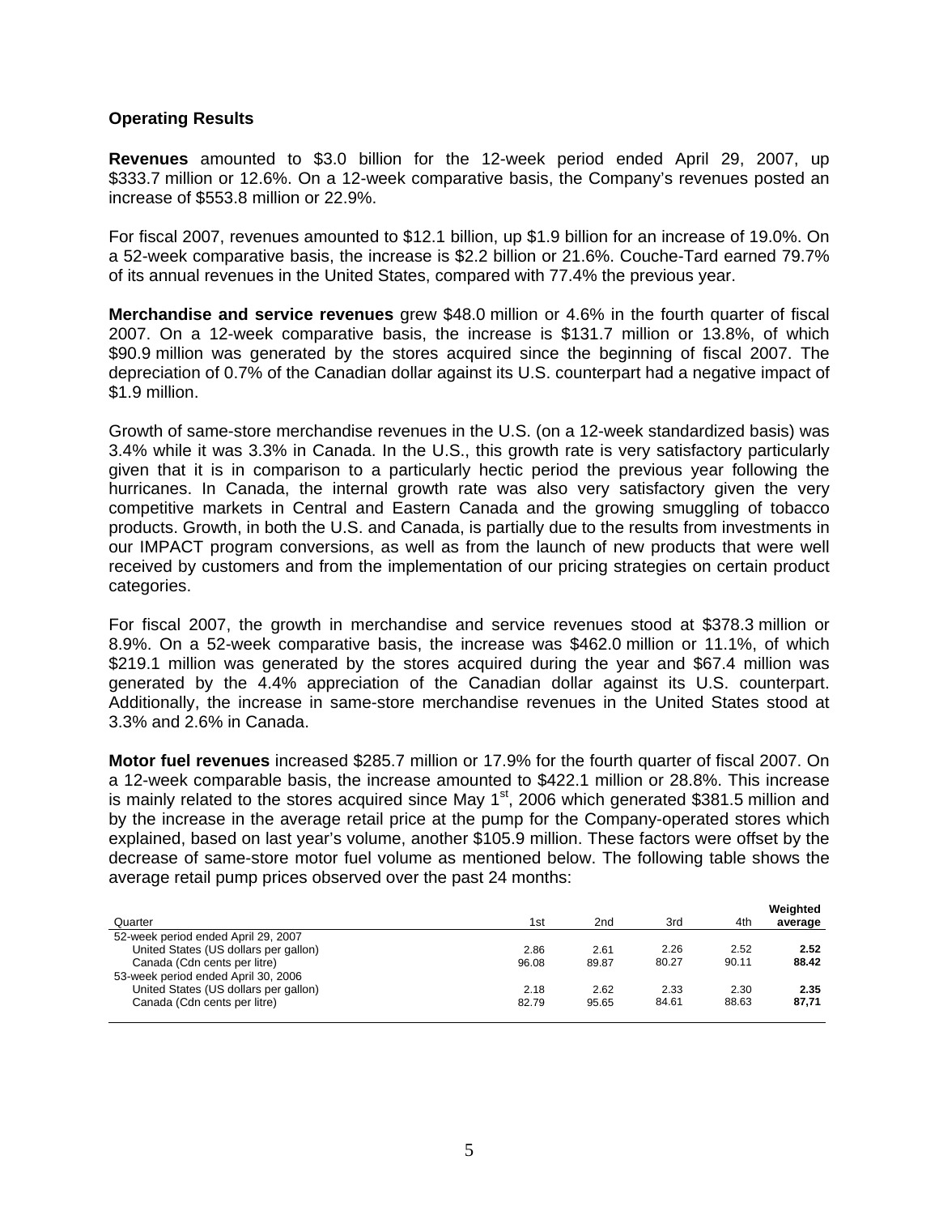**Operating Results**

**Revenues** amounted to $3.0 billion for the 12-week period ended April 29, 2007, up $333.7 million or 12.6%. On a 12-week comparative basis, the Company's revenues posted an increase of $553.8 million or 22.9%.

For fiscal 2007, revenues amounted to $12.1 billion, up $1.9 billion for an increase of 19.0%. On a 52-week comparative basis, the increase is $2.2 billion or 21.6%. Couche-Tard earned 79.7% of its annual revenues in the United States, compared with 77.4% the previous year.

**Merchandise and service revenues** grew $48.0 million or 4.6% in the fourth quarter of fiscal 2007. On a 12-week comparative basis, the increase is $131.7 million or 13.8%, of which $90.9 million was generated by the stores acquired since the beginning of fiscal 2007. The depreciation of 0.7% of the Canadian dollar against its U.S. counterpart had a negative impact of $1.9 million.

Growth of same-store merchandise revenues in the U.S. (on a 12-week standardized basis) was 3.4% while it was 3.3% in Canada. In the U.S., this growth rate is very satisfactory particularly given that it is in comparison to a particularly hectic period the previous year following the hurricanes. In Canada, the internal growth rate was also very satisfactory given the very competitive markets in Central and Eastern Canada and the growing smuggling of tobacco products. Growth, in both the U.S. and Canada, is partially due to the results from investments in our IMPACT program conversions, as well as from the launch of new products that were well received by customers and from the implementation of our pricing strategies on certain product categories.

For fiscal 2007, the growth in merchandise and service revenues stood at $378.3 million or 8.9%. On a 52-week comparative basis, the increase was $462.0 million or 11.1%, of which $219.1 million was generated by the stores acquired during the year and $67.4 million was generated by the 4.4% appreciation of the Canadian dollar against its U.S. counterpart. Additionally, the increase in same-store merchandise revenues in the United States stood at 3.3% and 2.6% in Canada.

**Motor fuel revenues** increased $285.7 million or 17.9% for the fourth quarter of fiscal 2007. On a 12-week comparable basis, the increase amounted to $422.1 million or 28.8%. This increase is mainly related to the stores acquired since May 1st, 2006 which generated $381.5 million and by the increase in the average retail price at the pump for the Company-operated stores which explained, based on last year's volume, another $105.9 million. These factors were offset by the decrease of same-store motor fuel volume as mentioned below. The following table shows the average retail pump prices observed over the past 24 months:

| Quarter | 1st | 2nd | 3rd | 4th | Weighted average |
|---|---|---|---|---|---|
| 52-week period ended April 29, 2007 | | | | | |
| United States (US dollars per gallon) | 2.86 | 2.61 | 2.26 | 2.52 | **2.52** |
| Canada (Cdn cents per litre) | 96.08 | 89.87 | 80.27 | 90.11 | **88.42** |
| 53-week period ended April 30, 2006 | | | | | |
| United States (US dollars per gallon) | 2.18 | 2.62 | 2.33 | 2.30 | **2.35** |
| Canada (Cdn cents per litre) | 82.79 | 95.65 | 84.61 | 88.63 | **87,71** |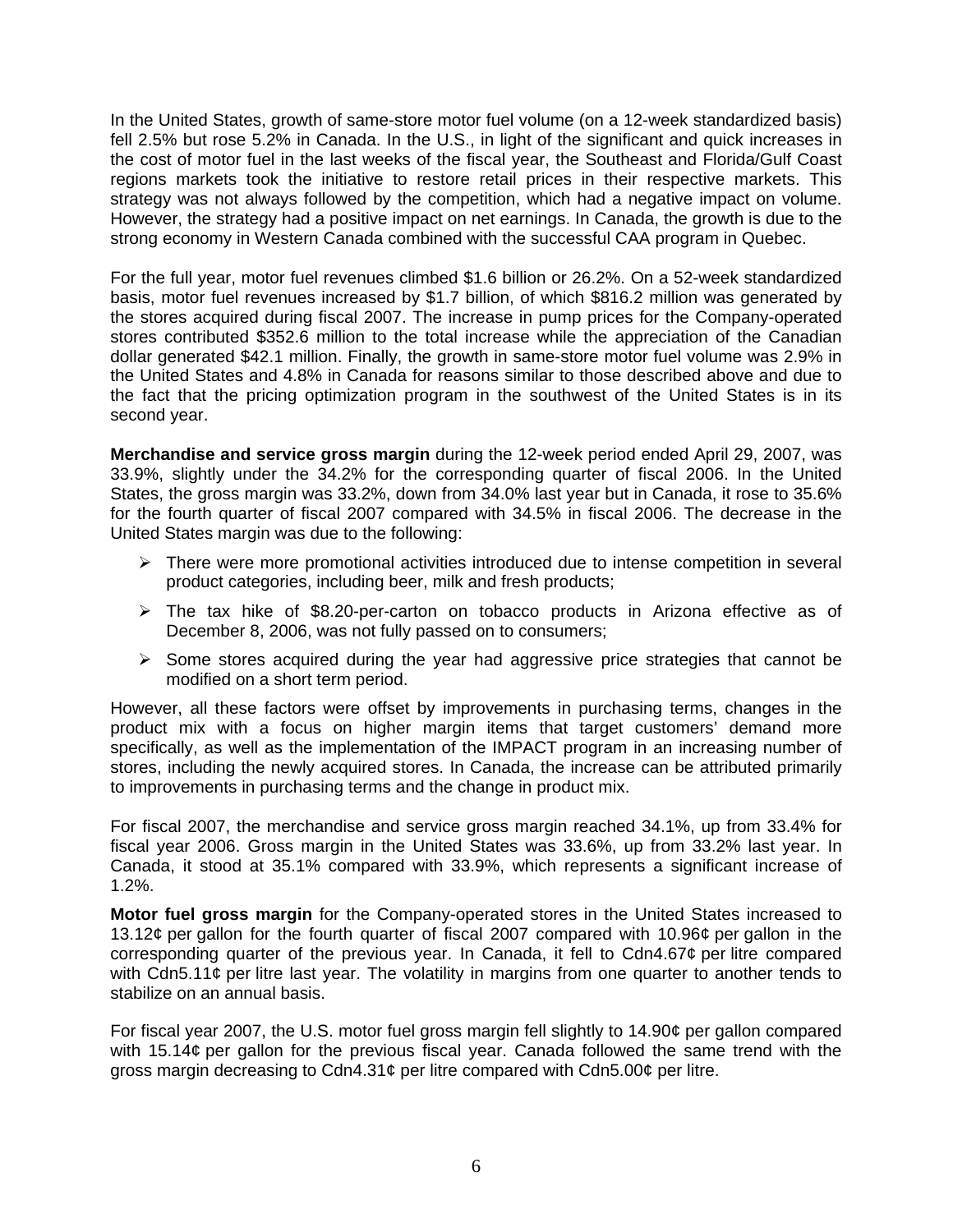In the United States, growth of same-store motor fuel volume (on a 12-week standardized basis) fell 2.5% but rose 5.2% in Canada. In the U.S., in light of the significant and quick increases in the cost of motor fuel in the last weeks of the fiscal year, the Southeast and Florida/Gulf Coast regions markets took the initiative to restore retail prices in their respective markets. This strategy was not always followed by the competition, which had a negative impact on volume. However, the strategy had a positive impact on net earnings. In Canada, the growth is due to the strong economy in Western Canada combined with the successful CAA program in Quebec.

For the full year, motor fuel revenues climbed $1.6 billion or 26.2%. On a 52-week standardized basis, motor fuel revenues increased by $1.7 billion, of which $816.2 million was generated by the stores acquired during fiscal 2007. The increase in pump prices for the Company-operated stores contributed $352.6 million to the total increase while the appreciation of the Canadian dollar generated $42.1 million. Finally, the growth in same-store motor fuel volume was 2.9% in the United States and 4.8% in Canada for reasons similar to those described above and due to the fact that the pricing optimization program in the southwest of the United States is in its second year.

**Merchandise and service gross margin** during the 12-week period ended April 29, 2007, was 33.9%, slightly under the 34.2% for the corresponding quarter of fiscal 2006. In the United States, the gross margin was 33.2%, down from 34.0% last year but in Canada, it rose to 35.6% for the fourth quarter of fiscal 2007 compared with 34.5% in fiscal 2006. The decrease in the United States margin was due to the following:

- There were more promotional activities introduced due to intense competition in several product categories, including beer, milk and fresh products;
- The tax hike of $8.20-per-carton on tobacco products in Arizona effective as of December 8, 2006, was not fully passed on to consumers;
- Some stores acquired during the year had aggressive price strategies that cannot be modified on a short term period.

However, all these factors were offset by improvements in purchasing terms, changes in the product mix with a focus on higher margin items that target customers' demand more specifically, as well as the implementation of the IMPACT program in an increasing number of stores, including the newly acquired stores. In Canada, the increase can be attributed primarily to improvements in purchasing terms and the change in product mix.

For fiscal 2007, the merchandise and service gross margin reached 34.1%, up from 33.4% for fiscal year 2006. Gross margin in the United States was 33.6%, up from 33.2% last year. In Canada, it stood at 35.1% compared with 33.9%, which represents a significant increase of 1.2%.

**Motor fuel gross margin** for the Company-operated stores in the United States increased to 13.12¢ per gallon for the fourth quarter of fiscal 2007 compared with 10.96¢ per gallon in the corresponding quarter of the previous year. In Canada, it fell to Cdn4.67¢ per litre compared with Cdn5.11¢ per litre last year. The volatility in margins from one quarter to another tends to stabilize on an annual basis.

For fiscal year 2007, the U.S. motor fuel gross margin fell slightly to 14.90¢ per gallon compared with 15.14¢ per gallon for the previous fiscal year. Canada followed the same trend with the gross margin decreasing to Cdn4.31¢ per litre compared with Cdn5.00¢ per litre.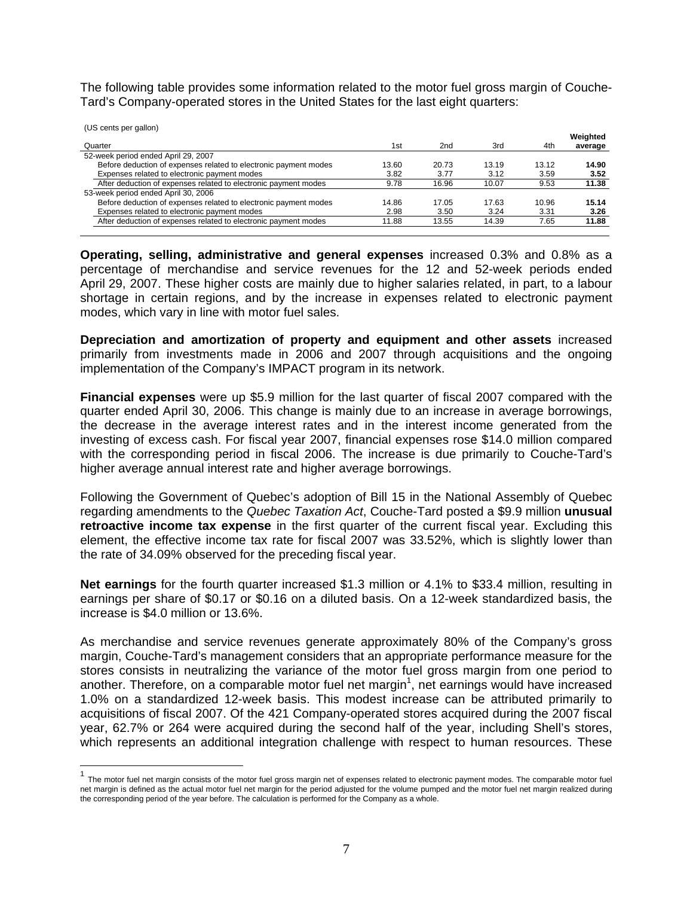The following table provides some information related to the motor fuel gross margin of Couche-Tard's Company-operated stores in the United States for the last eight quarters:

(US cents per gallon)

| Quarter | 1st | 2nd | 3rd | 4th | Weighted average |
|---|---|---|---|---|---|
| 52-week period ended April 29, 2007 | | | | | |
| Before deduction of expenses related to electronic payment modes | 13.60 | 20.73 | 13.19 | 13.12 | **14.90** |
| Expenses related to electronic payment modes | 3.82 | 3.77 | 3.12 | 3.59 | **3.52** |
| After deduction of expenses related to electronic payment modes | 9.78 | 16.96 | 10.07 | 9.53 | **11.38** |
| 53-week period ended April 30, 2006 | | | | | |
| Before deduction of expenses related to electronic payment modes | 14.86 | 17.05 | 17.63 | 10.96 | **15.14** |
| Expenses related to electronic payment modes | 2.98 | 3.50 | 3.24 | 3.31 | **3.26** |
| After deduction of expenses related to electronic payment modes | 11.88 | 13.55 | 14.39 | 7.65 | **11.88** |

**Operating, selling, administrative and general expenses** increased 0.3% and 0.8% as a percentage of merchandise and service revenues for the 12 and 52-week periods ended April 29, 2007. These higher costs are mainly due to higher salaries related, in part, to a labour shortage in certain regions, and by the increase in expenses related to electronic payment modes, which vary in line with motor fuel sales.

**Depreciation and amortization of property and equipment and other assets** increased primarily from investments made in 2006 and 2007 through acquisitions and the ongoing implementation of the Company's IMPACT program in its network.

**Financial expenses** were up $5.9 million for the last quarter of fiscal 2007 compared with the quarter ended April 30, 2006. This change is mainly due to an increase in average borrowings, the decrease in the average interest rates and in the interest income generated from the investing of excess cash. For fiscal year 2007, financial expenses rose $14.0 million compared with the corresponding period in fiscal 2006. The increase is due primarily to Couche-Tard's higher average annual interest rate and higher average borrowings.

Following the Government of Quebec's adoption of Bill 15 in the National Assembly of Quebec regarding amendments to the *Quebec Taxation Act*, Couche-Tard posted a $9.9 million **unusual retroactive income tax expense** in the first quarter of the current fiscal year. Excluding this element, the effective income tax rate for fiscal 2007 was 33.52%, which is slightly lower than the rate of 34.09% observed for the preceding fiscal year.

**Net earnings** for the fourth quarter increased $1.3 million or 4.1% to $33.4 million, resulting in earnings per share of $0.17 or $0.16 on a diluted basis. On a 12-week standardized basis, the increase is $4.0 million or 13.6%.

As merchandise and service revenues generate approximately 80% of the Company's gross margin, Couche-Tard's management considers that an appropriate performance measure for the stores consists in neutralizing the variance of the motor fuel gross margin from one period to another. Therefore, on a comparable motor fuel net margin[1], net earnings would have increased 1.0% on a standardized 12-week basis. This modest increase can be attributed primarily to acquisitions of fiscal 2007. Of the 421 Company-operated stores acquired during the 2007 fiscal year, 62.7% or 264 were acquired during the second half of the year, including Shell's stores, which represents an additional integration challenge with respect to human resources. These

[1] The motor fuel net margin consists of the motor fuel gross margin net of expenses related to electronic payment modes. The comparable motor fuel net margin is defined as the actual motor fuel net margin for the period adjusted for the volume pumped and the motor fuel net margin realized during the corresponding period of the year before. The calculation is performed for the Company as a whole.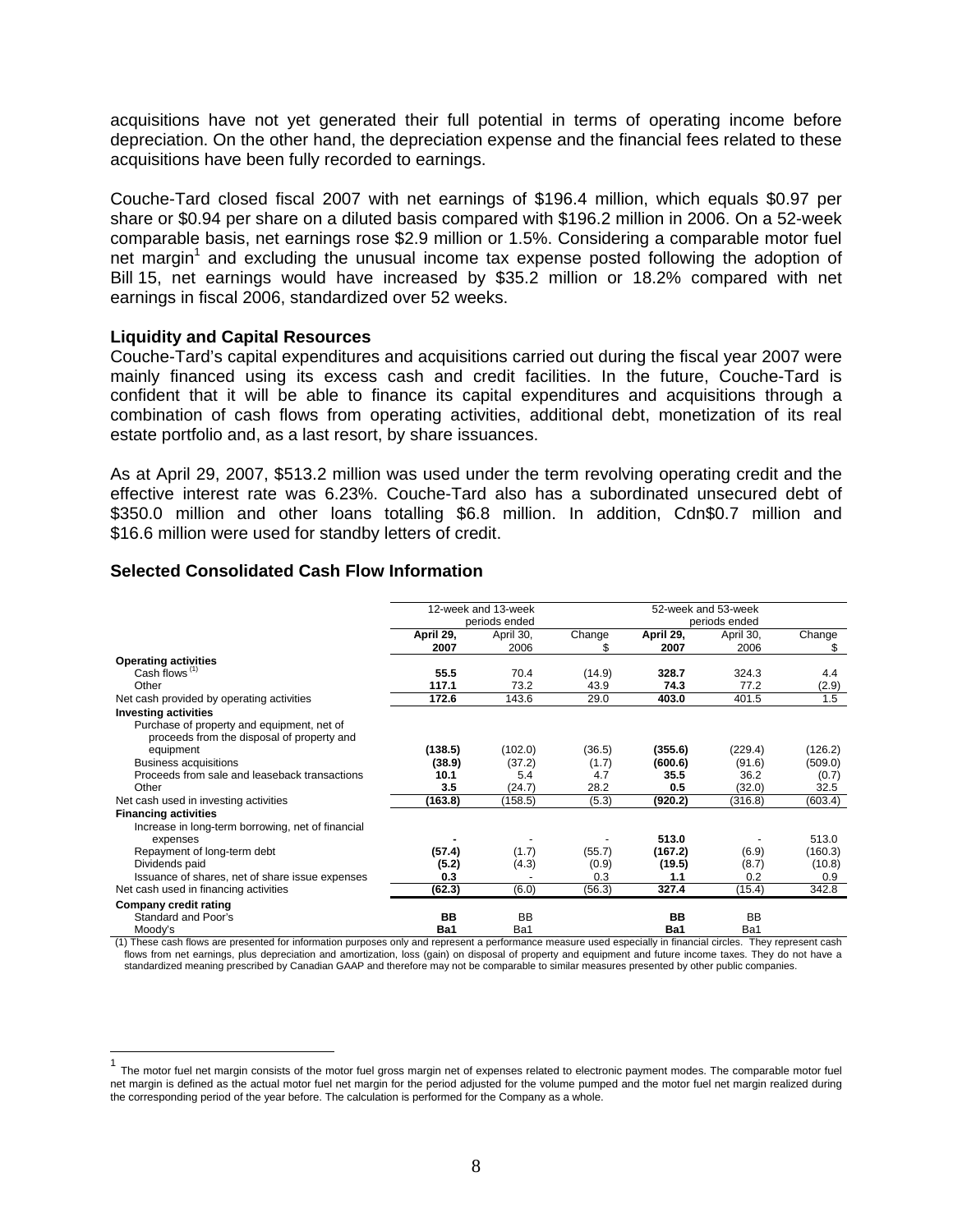acquisitions have not yet generated their full potential in terms of operating income before depreciation. On the other hand, the depreciation expense and the financial fees related to these acquisitions have been fully recorded to earnings.

Couche-Tard closed fiscal 2007 with net earnings of $196.4 million, which equals $0.97 per share or $0.94 per share on a diluted basis compared with $196.2 million in 2006. On a 52-week comparable basis, net earnings rose $2.9 million or 1.5%. Considering a comparable motor fuel net margin[1] and excluding the unusual income tax expense posted following the adoption of Bill 15, net earnings would have increased by $35.2 million or 18.2% compared with net earnings in fiscal 2006, standardized over 52 weeks.

### Liquidity and Capital Resources

Couche-Tard's capital expenditures and acquisitions carried out during the fiscal year 2007 were mainly financed using its excess cash and credit facilities. In the future, Couche-Tard is confident that it will be able to finance its capital expenditures and acquisitions through a combination of cash flows from operating activities, additional debt, monetization of its real estate portfolio and, as a last resort, by share issuances.

As at April 29, 2007, $513.2 million was used under the term revolving operating credit and the effective interest rate was 6.23%. Couche-Tard also has a subordinated unsecured debt of $350.0 million and other loans totalling $6.8 million. In addition, Cdn$0.7 million and $16.6 million were used for standby letters of credit.

### Selected Consolidated Cash Flow Information

| | 12-week and 13-week periods ended | | | 52-week and 53-week periods ended | | |
|---|---|---|---|---|---|---|
| | **April 29, 2007** | April 30, 2006 | Change $ | **April 29, 2007** | April 30, 2006 | Change $ |
| **Operating activities** | | | | | | |
| Cash flows (1) | **55.5** | 70.4 | (14.9) | **328.7** | 324.3 | 4.4 |
| Other | **117.1** | 73.2 | 43.9 | **74.3** | 77.2 | (2.9) |
| Net cash provided by operating activities | **172.6** | 143.6 | 29.0 | **403.0** | 401.5 | 1.5 |
| **Investing activities** | | | | | | |
| Purchase of property and equipment, net of proceeds from the disposal of property and equipment | **(138.5)** | (102.0) | (36.5) | **(355.6)** | (229.4) | (126.2) |
| Business acquisitions | **(38.9)** | (37.2) | (1.7) | **(600.6)** | (91.6) | (509.0) |
| Proceeds from sale and leaseback transactions | **10.1** | 5.4 | 4.7 | **35.5** | 36.2 | (0.7) |
| Other | **3.5** | (24.7) | 28.2 | **0.5** | (32.0) | 32.5 |
| Net cash used in investing activities | **(163.8)** | (158.5) | (5.3) | **(920.2)** | (316.8) | (603.4) |
| **Financing activities** | | | | | | |
| Increase in long-term borrowing, net of financial expenses | **-** | - | - | **513.0** | - | 513.0 |
| Repayment of long-term debt | **(57.4)** | (1.7) | (55.7) | **(167.2)** | (6.9) | (160.3) |
| Dividends paid | **(5.2)** | (4.3) | (0.9) | **(19.5)** | (8.7) | (10.8) |
| Issuance of shares, net of share issue expenses | **0.3** | - | 0.3 | **1.1** | 0.2 | 0.9 |
| Net cash used in financing activities | **(62.3)** | (6.0) | (56.3) | **327.4** | (15.4) | 342.8 |
| **Company credit rating** | | | | | | |
| Standard and Poor's | **BB** | BB | | **BB** | BB | |
| Moody's | **Ba1** | Ba1 | | **Ba1** | Ba1 | |

(1) These cash flows are presented for information purposes only and represent a performance measure used especially in financial circles. They represent cash flows from net earnings, plus depreciation and amortization, loss (gain) on disposal of property and equipment and future income taxes. They do not have a standardized meaning prescribed by Canadian GAAP and therefore may not be comparable to similar measures presented by other public companies.

[1] The motor fuel net margin consists of the motor fuel gross margin net of expenses related to electronic payment modes. The comparable motor fuel net margin is defined as the actual motor fuel net margin for the period adjusted for the volume pumped and the motor fuel net margin realized during the corresponding period of the year before. The calculation is performed for the Company as a whole.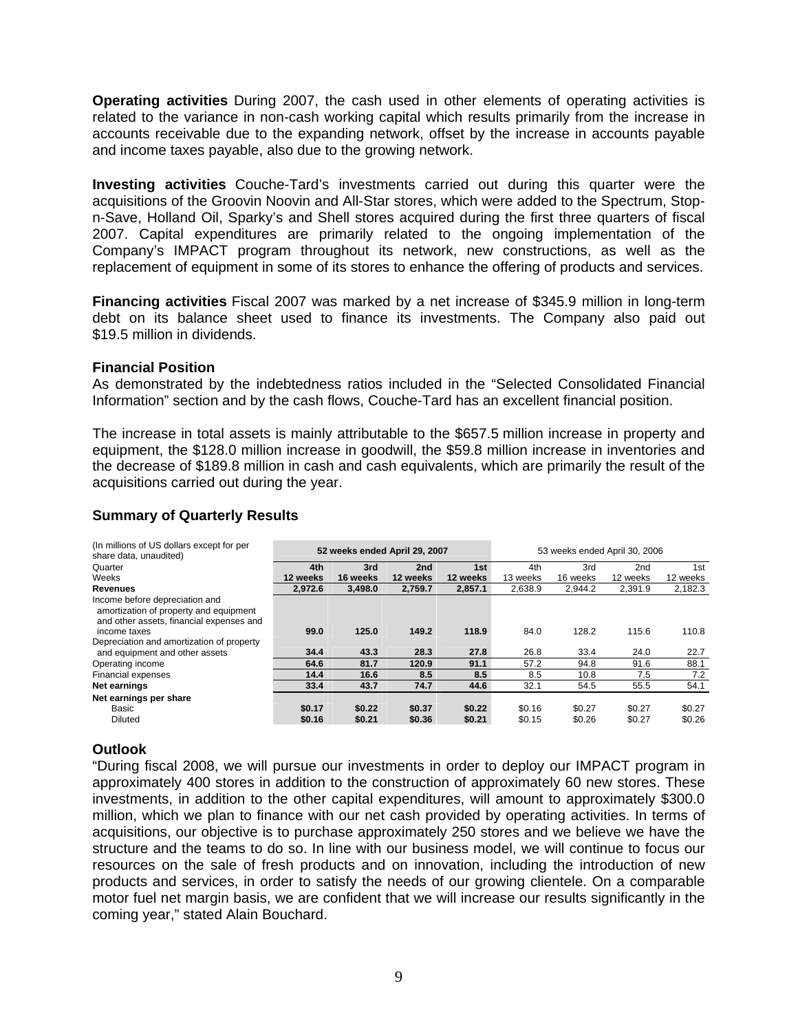**Operating activities** During 2007, the cash used in other elements of operating activities is related to the variance in non-cash working capital which results primarily from the increase in accounts receivable due to the expanding network, offset by the increase in accounts payable and income taxes payable, also due to the growing network.

**Investing activities** Couche-Tard's investments carried out during this quarter were the acquisitions of the Groovin Noovin and All-Star stores, which were added to the Spectrum, Stop-n-Save, Holland Oil, Sparky's and Shell stores acquired during the first three quarters of fiscal 2007. Capital expenditures are primarily related to the ongoing implementation of the Company's IMPACT program throughout its network, new constructions, as well as the replacement of equipment in some of its stores to enhance the offering of products and services.

**Financing activities** Fiscal 2007 was marked by a net increase of $345.9 million in long-term debt on its balance sheet used to finance its investments. The Company also paid out $19.5 million in dividends.

### Financial Position

As demonstrated by the indebtedness ratios included in the "Selected Consolidated Financial Information" section and by the cash flows, Couche-Tard has an excellent financial position.

The increase in total assets is mainly attributable to the $657.5 million increase in property and equipment, the $128.0 million increase in goodwill, the $59.8 million increase in inventories and the decrease of $189.8 million in cash and cash equivalents, which are primarily the result of the acquisitions carried out during the year.

### Summary of Quarterly Results

| (In millions of US dollars except for per share data, unaudited) | 52 weeks ended April 29, 2007 | | | | 53 weeks ended April 30, 2006 | | | |
|---|---|---|---|---|---|---|---|---|
| Quarter | **4th** | **3rd** | **2nd** | **1st** | 4th | 3rd | 2nd | 1st |
| Weeks | **12 weeks** | **16 weeks** | **12 weeks** | **12 weeks** | 13 weeks | 16 weeks | 12 weeks | 12 weeks |
| **Revenues** | **2,972.6** | **3,498.0** | **2,759.7** | **2,857.1** | 2,638.9 | 2,944.2 | 2,391.9 | 2,182.3 |
| Income before depreciation and amortization of property and equipment and other assets, financial expenses and income taxes | **99.0** | **125.0** | **149.2** | **118.9** | 84.0 | 128.2 | 115.6 | 110.8 |
| Depreciation and amortization of property and equipment and other assets | **34.4** | **43.3** | **28.3** | **27.8** | 26.8 | 33.4 | 24.0 | 22.7 |
| Operating income | **64.6** | **81.7** | **120.9** | **91.1** | 57.2 | 94.8 | 91.6 | 88.1 |
| Financial expenses | **14.4** | **16.6** | **8.5** | **8.5** | 8.5 | 10.8 | 7.5 | 7.2 |
| **Net earnings** | **33.4** | **43.7** | **74.7** | **44.6** | 32.1 | 54.5 | 55.5 | 54.1 |
| **Net earnings per share** | | | | | | | | |
| Basic | **$0.17** | **$0.22** | **$0.37** | **$0.22** | $0.16 | $0.27 | $0.27 | $0.27 |
| Diluted | **$0.16** | **$0.21** | **$0.36** | **$0.21** | $0.15 | $0.26 | $0.27 | $0.26 |

### Outlook

"During fiscal 2008, we will pursue our investments in order to deploy our IMPACT program in approximately 400 stores in addition to the construction of approximately 60 new stores. These investments, in addition to the other capital expenditures, will amount to approximately $300.0 million, which we plan to finance with our net cash provided by operating activities. In terms of acquisitions, our objective is to purchase approximately 250 stores and we believe we have the structure and the teams to do so. In line with our business model, we will continue to focus our resources on the sale of fresh products and on innovation, including the introduction of new products and services, in order to satisfy the needs of our growing clientele. On a comparable motor fuel net margin basis, we are confident that we will increase our results significantly in the coming year," stated Alain Bouchard.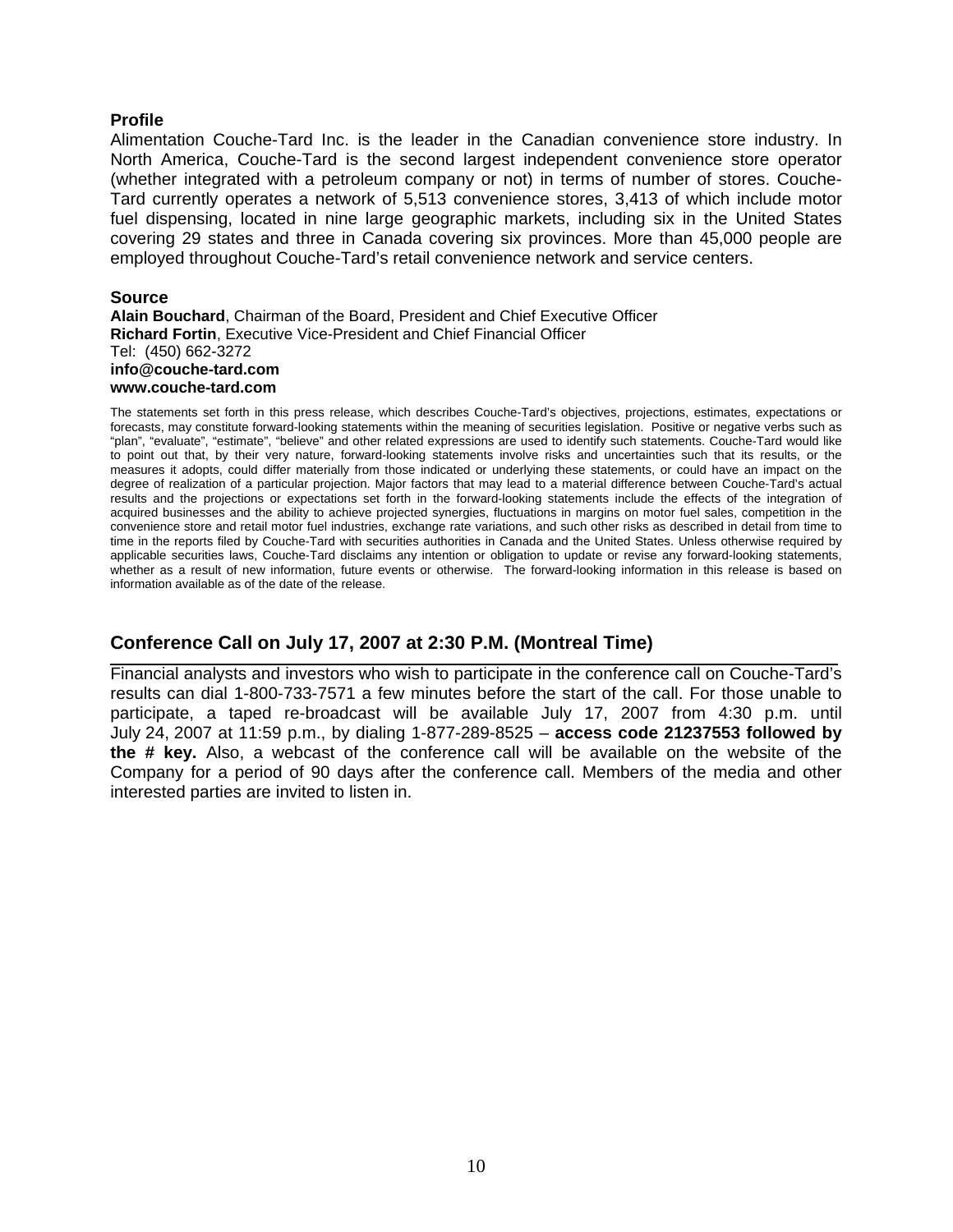### Profile

Alimentation Couche-Tard Inc. is the leader in the Canadian convenience store industry. In North America, Couche-Tard is the second largest independent convenience store operator (whether integrated with a petroleum company or not) in terms of number of stores. Couche-Tard currently operates a network of 5,513 convenience stores, 3,413 of which include motor fuel dispensing, located in nine large geographic markets, including six in the United States covering 29 states and three in Canada covering six provinces. More than 45,000 people are employed throughout Couche-Tard's retail convenience network and service centers.

### Source

**Alain Bouchard**, Chairman of the Board, President and Chief Executive Officer
**Richard Fortin**, Executive Vice-President and Chief Financial Officer
Tel: (450) 662-3272
**info@couche-tard.com**
**www.couche-tard.com**

The statements set forth in this press release, which describes Couche-Tard's objectives, projections, estimates, expectations or forecasts, may constitute forward-looking statements within the meaning of securities legislation. Positive or negative verbs such as "plan", "evaluate", "estimate", "believe" and other related expressions are used to identify such statements. Couche-Tard would like to point out that, by their very nature, forward-looking statements involve risks and uncertainties such that its results, or the measures it adopts, could differ materially from those indicated or underlying these statements, or could have an impact on the degree of realization of a particular projection. Major factors that may lead to a material difference between Couche-Tard's actual results and the projections or expectations set forth in the forward-looking statements include the effects of the integration of acquired businesses and the ability to achieve projected synergies, fluctuations in margins on motor fuel sales, competition in the convenience store and retail motor fuel industries, exchange rate variations, and such other risks as described in detail from time to time in the reports filed by Couche-Tard with securities authorities in Canada and the United States. Unless otherwise required by applicable securities laws, Couche-Tard disclaims any intention or obligation to update or revise any forward-looking statements, whether as a result of new information, future events or otherwise. The forward-looking information in this release is based on information available as of the date of the release.

## Conference Call on July 17, 2007 at 2:30 P.M. (Montreal Time)

Financial analysts and investors who wish to participate in the conference call on Couche-Tard's results can dial 1-800-733-7571 a few minutes before the start of the call. For those unable to participate, a taped re-broadcast will be available July 17, 2007 from 4:30 p.m. until July 24, 2007 at 11:59 p.m., by dialing 1-877-289-8525 – **access code 21237553 followed by the # key.** Also, a webcast of the conference call will be available on the website of the Company for a period of 90 days after the conference call. Members of the media and other interested parties are invited to listen in.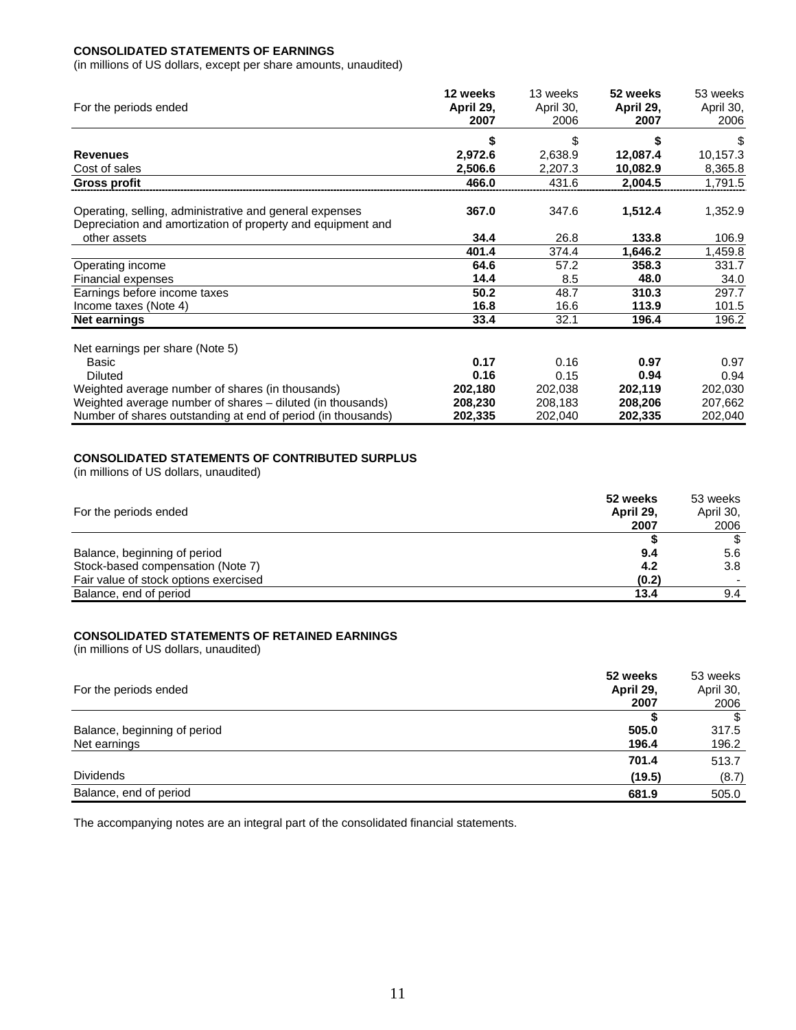**CONSOLIDATED STATEMENTS OF EARNINGS**

(in millions of US dollars, except per share amounts, unaudited)

| For the periods ended | 12 weeks April 29, 2007 | 13 weeks April 30, 2006 | 52 weeks April 29, 2007 | 53 weeks April 30, 2006 |
|---|---|---|---|---|
| | **$** | $ | **$** | $ |
| **Revenues** | **2,972.6** | 2,638.9 | **12,087.4** | 10,157.3 |
| Cost of sales | **2,506.6** | 2,207.3 | **10,082.9** | 8,365.8 |
| **Gross profit** | **466.0** | 431.6 | **2,004.5** | 1,791.5 |
| Operating, selling, administrative and general expenses | **367.0** | 347.6 | **1,512.4** | 1,352.9 |
| Depreciation and amortization of property and equipment and other assets | **34.4** | 26.8 | **133.8** | 106.9 |
| | **401.4** | 374.4 | **1,646.2** | 1,459.8 |
| Operating income | **64.6** | 57.2 | **358.3** | 331.7 |
| Financial expenses | **14.4** | 8.5 | **48.0** | 34.0 |
| Earnings before income taxes | **50.2** | 48.7 | **310.3** | 297.7 |
| Income taxes (Note 4) | **16.8** | 16.6 | **113.9** | 101.5 |
| **Net earnings** | **33.4** | 32.1 | **196.4** | 196.2 |
| Net earnings per share (Note 5) | | | | |
| Basic | **0.17** | 0.16 | **0.97** | 0.97 |
| Diluted | **0.16** | 0.15 | **0.94** | 0.94 |
| Weighted average number of shares (in thousands) | **202,180** | 202,038 | **202,119** | 202,030 |
| Weighted average number of shares – diluted (in thousands) | **208,230** | 208,183 | **208,206** | 207,662 |
| Number of shares outstanding at end of period (in thousands) | **202,335** | 202,040 | **202,335** | 202,040 |

**CONSOLIDATED STATEMENTS OF CONTRIBUTED SURPLUS**

(in millions of US dollars, unaudited)

| For the periods ended | 52 weeks April 29, 2007 | 53 weeks April 30, 2006 |
|---|---|---|
| | **$** | $ |
| Balance, beginning of period | **9.4** | 5.6 |
| Stock-based compensation (Note 7) | **4.2** | 3.8 |
| Fair value of stock options exercised | **(0.2)** | - |
| Balance, end of period | **13.4** | 9.4 |

**CONSOLIDATED STATEMENTS OF RETAINED EARNINGS**

(in millions of US dollars, unaudited)

| For the periods ended | 52 weeks April 29, 2007 | 53 weeks April 30, 2006 |
|---|---|---|
| | **$** | $ |
| Balance, beginning of period | **505.0** | 317.5 |
| Net earnings | **196.4** | 196.2 |
| | **701.4** | 513.7 |
| Dividends | **(19.5)** | (8.7) |
| Balance, end of period | **681.9** | 505.0 |

The accompanying notes are an integral part of the consolidated financial statements.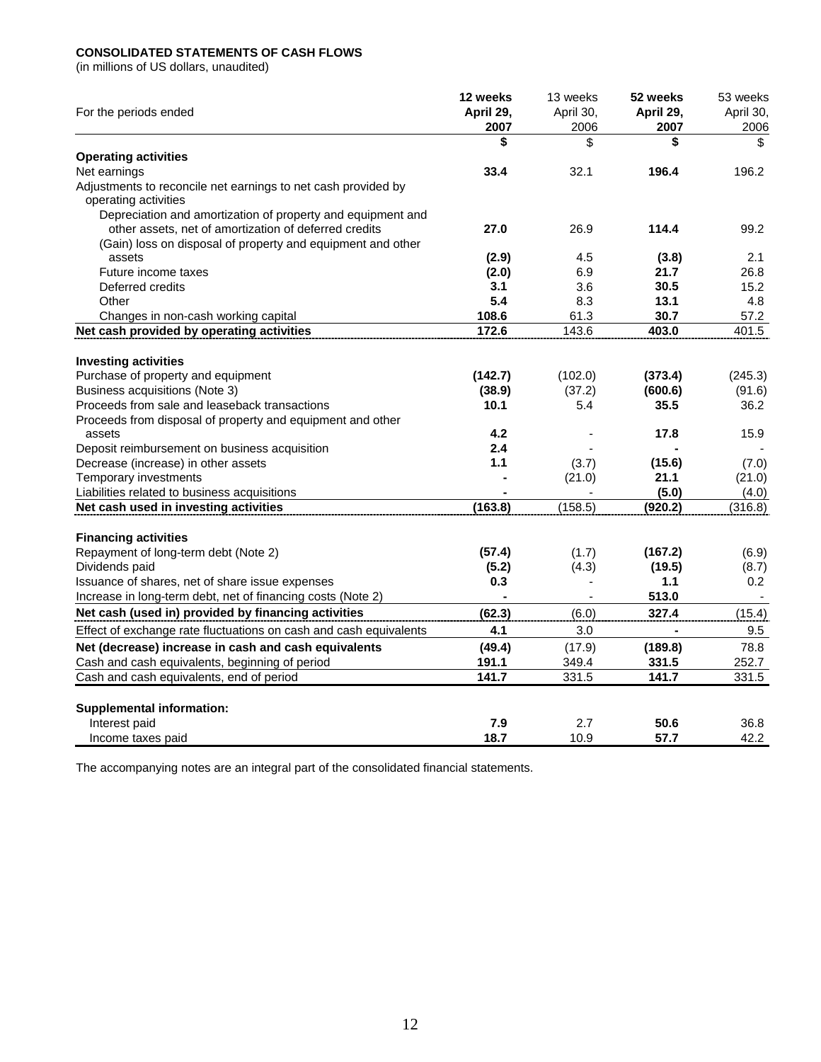**CONSOLIDATED STATEMENTS OF CASH FLOWS**
(in millions of US dollars, unaudited)

| For the periods ended | 12 weeks April 29, 2007 | 13 weeks April 30, 2006 | 52 weeks April 29, 2007 | 53 weeks April 30, 2006 |
|---|---|---|---|---|
| | $ | $ | $ | $ |
| **Operating activities** | | | | |
| Net earnings | 33.4 | 32.1 | 196.4 | 196.2 |
| Adjustments to reconcile net earnings to net cash provided by operating activities | | | | |
| Depreciation and amortization of property and equipment and other assets, net of amortization of deferred credits | 27.0 | 26.9 | 114.4 | 99.2 |
| (Gain) loss on disposal of property and equipment and other assets | (2.9) | 4.5 | (3.8) | 2.1 |
| Future income taxes | (2.0) | 6.9 | 21.7 | 26.8 |
| Deferred credits | 3.1 | 3.6 | 30.5 | 15.2 |
| Other | 5.4 | 8.3 | 13.1 | 4.8 |
| Changes in non-cash working capital | 108.6 | 61.3 | 30.7 | 57.2 |
| **Net cash provided by operating activities** | 172.6 | 143.6 | 403.0 | 401.5 |
| **Investing activities** | | | | |
| Purchase of property and equipment | (142.7) | (102.0) | (373.4) | (245.3) |
| Business acquisitions (Note 3) | (38.9) | (37.2) | (600.6) | (91.6) |
| Proceeds from sale and leaseback transactions | 10.1 | 5.4 | 35.5 | 36.2 |
| Proceeds from disposal of property and equipment and other assets | 4.2 | - | 17.8 | 15.9 |
| Deposit reimbursement on business acquisition | 2.4 | - | - | - |
| Decrease (increase) in other assets | 1.1 | (3.7) | (15.6) | (7.0) |
| Temporary investments | - | (21.0) | 21.1 | (21.0) |
| Liabilities related to business acquisitions | - | - | (5.0) | (4.0) |
| **Net cash used in investing activities** | (163.8) | (158.5) | (920.2) | (316.8) |
| **Financing activities** | | | | |
| Repayment of long-term debt (Note 2) | (57.4) | (1.7) | (167.2) | (6.9) |
| Dividends paid | (5.2) | (4.3) | (19.5) | (8.7) |
| Issuance of shares, net of share issue expenses | 0.3 | - | 1.1 | 0.2 |
| Increase in long-term debt, net of financing costs (Note 2) | - | - | 513.0 | - |
| **Net cash (used in) provided by financing activities** | (62.3) | (6.0) | 327.4 | (15.4) |
| Effect of exchange rate fluctuations on cash and cash equivalents | 4.1 | 3.0 | - | 9.5 |
| **Net (decrease) increase in cash and cash equivalents** | (49.4) | (17.9) | (189.8) | 78.8 |
| Cash and cash equivalents, beginning of period | 191.1 | 349.4 | 331.5 | 252.7 |
| Cash and cash equivalents, end of period | 141.7 | 331.5 | 141.7 | 331.5 |
| **Supplemental information:** | | | | |
| Interest paid | 7.9 | 2.7 | 50.6 | 36.8 |
| Income taxes paid | 18.7 | 10.9 | 57.7 | 42.2 |

The accompanying notes are an integral part of the consolidated financial statements.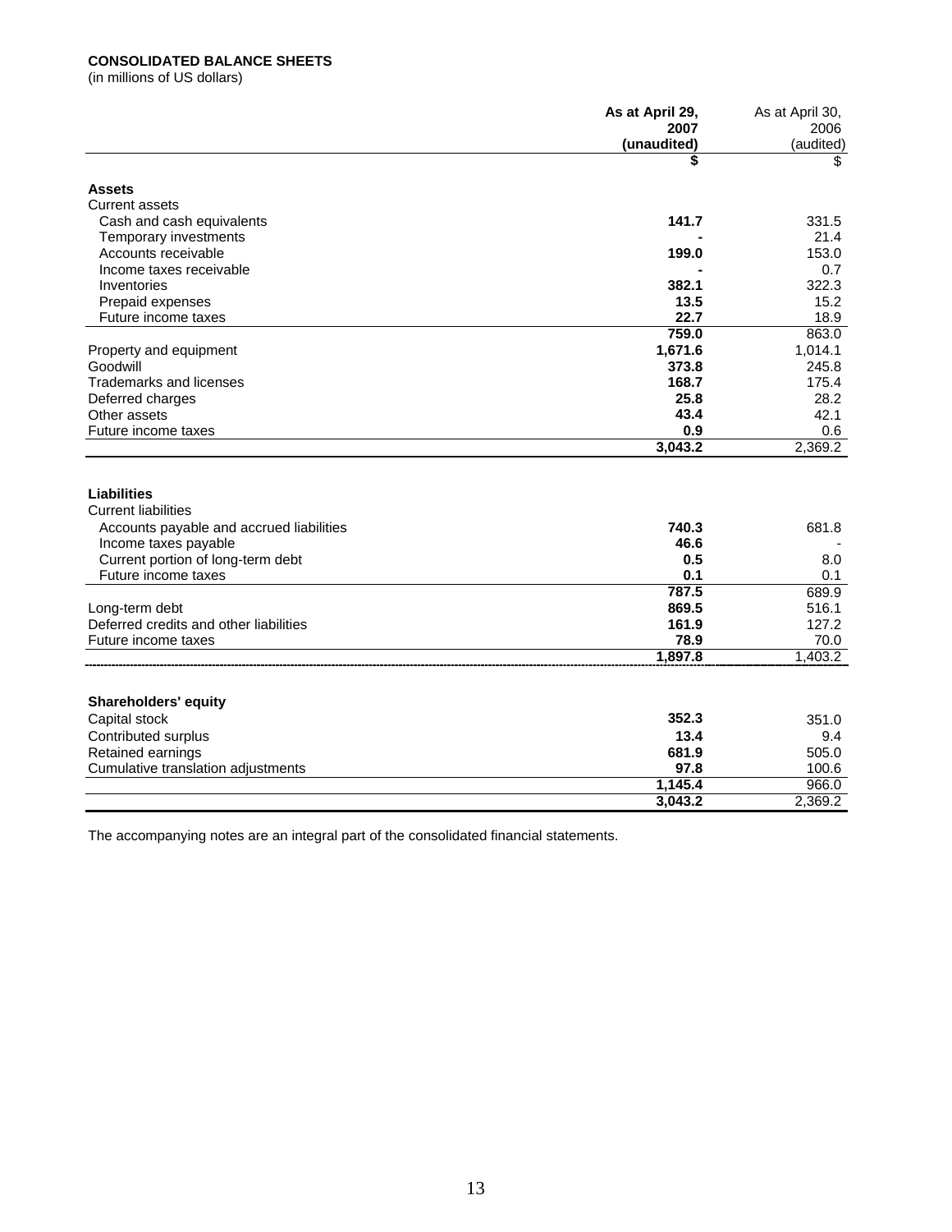**CONSOLIDATED BALANCE SHEETS**
(in millions of US dollars)

| | **As at April 29, 2007 (unaudited)** | As at April 30, 2006 (audited) |
|---|---|---|
| | **$** | $ |
| **Assets** | | |
| Current assets | | |
| Cash and cash equivalents | **141.7** | 331.5 |
| Temporary investments | **-** | 21.4 |
| Accounts receivable | **199.0** | 153.0 |
| Income taxes receivable | **-** | 0.7 |
| Inventories | **382.1** | 322.3 |
| Prepaid expenses | **13.5** | 15.2 |
| Future income taxes | **22.7** | 18.9 |
| | **759.0** | 863.0 |
| Property and equipment | **1,671.6** | 1,014.1 |
| Goodwill | **373.8** | 245.8 |
| Trademarks and licenses | **168.7** | 175.4 |
| Deferred charges | **25.8** | 28.2 |
| Other assets | **43.4** | 42.1 |
| Future income taxes | **0.9** | 0.6 |
| | **3,043.2** | 2,369.2 |
| **Liabilities** | | |
| Current liabilities | | |
| Accounts payable and accrued liabilities | **740.3** | 681.8 |
| Income taxes payable | **46.6** | - |
| Current portion of long-term debt | **0.5** | 8.0 |
| Future income taxes | **0.1** | 0.1 |
| | **787.5** | 689.9 |
| Long-term debt | **869.5** | 516.1 |
| Deferred credits and other liabilities | **161.9** | 127.2 |
| Future income taxes | **78.9** | 70.0 |
| | **1,897.8** | 1,403.2 |
| **Shareholders' equity** | | |
| Capital stock | **352.3** | 351.0 |
| Contributed surplus | **13.4** | 9.4 |
| Retained earnings | **681.9** | 505.0 |
| Cumulative translation adjustments | **97.8** | 100.6 |
| | **1,145.4** | 966.0 |
| | **3,043.2** | 2,369.2 |

The accompanying notes are an integral part of the consolidated financial statements.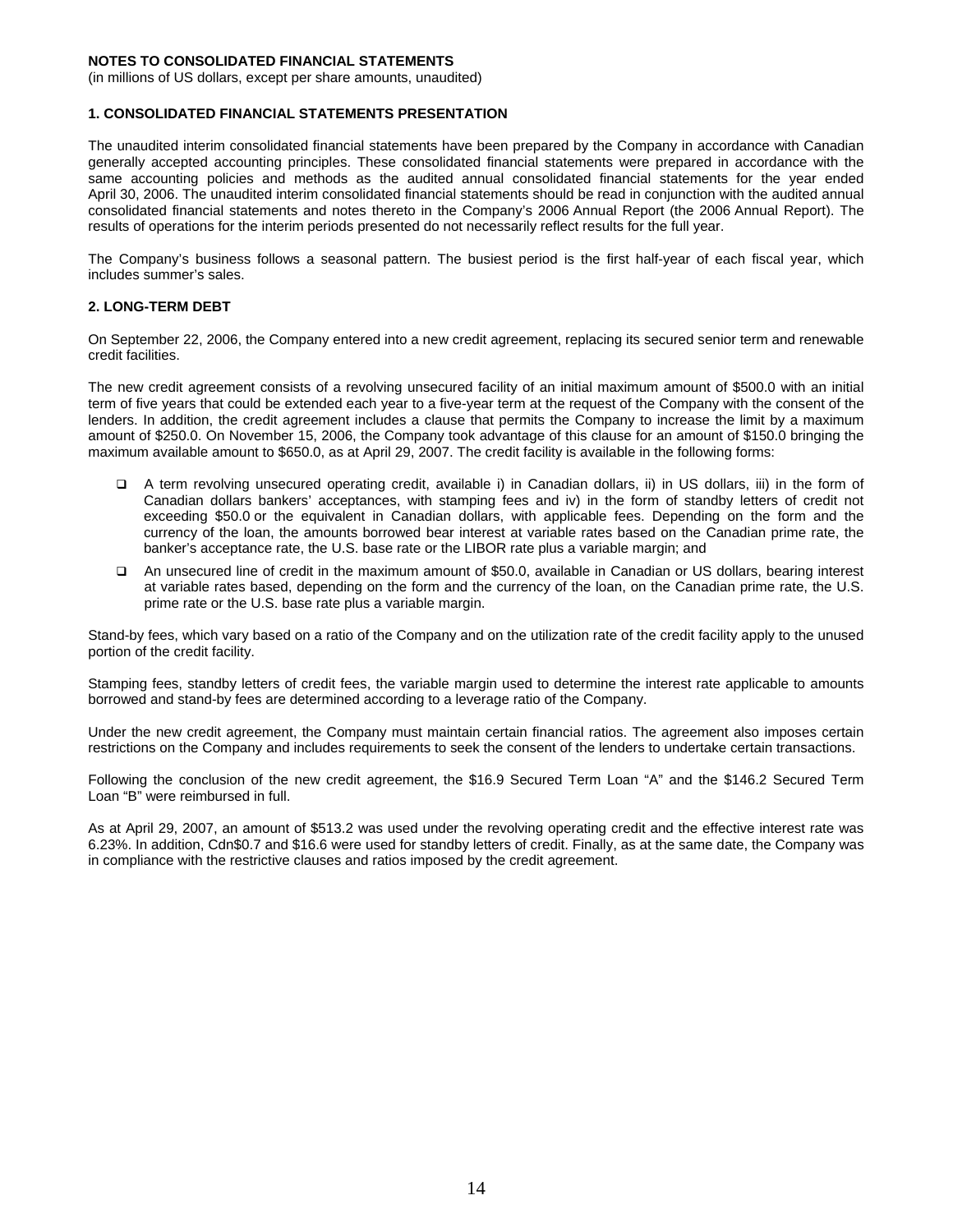**NOTES TO CONSOLIDATED FINANCIAL STATEMENTS**
(in millions of US dollars, except per share amounts, unaudited)

### 1. CONSOLIDATED FINANCIAL STATEMENTS PRESENTATION

The unaudited interim consolidated financial statements have been prepared by the Company in accordance with Canadian generally accepted accounting principles. These consolidated financial statements were prepared in accordance with the same accounting policies and methods as the audited annual consolidated financial statements for the year ended April 30, 2006. The unaudited interim consolidated financial statements should be read in conjunction with the audited annual consolidated financial statements and notes thereto in the Company's 2006 Annual Report (the 2006 Annual Report). The results of operations for the interim periods presented do not necessarily reflect results for the full year.

The Company's business follows a seasonal pattern. The busiest period is the first half-year of each fiscal year, which includes summer's sales.

### 2. LONG-TERM DEBT

On September 22, 2006, the Company entered into a new credit agreement, replacing its secured senior term and renewable credit facilities.

The new credit agreement consists of a revolving unsecured facility of an initial maximum amount of $500.0 with an initial term of five years that could be extended each year to a five-year term at the request of the Company with the consent of the lenders. In addition, the credit agreement includes a clause that permits the Company to increase the limit by a maximum amount of $250.0. On November 15, 2006, the Company took advantage of this clause for an amount of $150.0 bringing the maximum available amount to $650.0, as at April 29, 2007. The credit facility is available in the following forms:

- A term revolving unsecured operating credit, available i) in Canadian dollars, ii) in US dollars, iii) in the form of Canadian dollars bankers' acceptances, with stamping fees and iv) in the form of standby letters of credit not exceeding $50.0 or the equivalent in Canadian dollars, with applicable fees. Depending on the form and the currency of the loan, the amounts borrowed bear interest at variable rates based on the Canadian prime rate, the banker's acceptance rate, the U.S. base rate or the LIBOR rate plus a variable margin; and
- An unsecured line of credit in the maximum amount of $50.0, available in Canadian or US dollars, bearing interest at variable rates based, depending on the form and the currency of the loan, on the Canadian prime rate, the U.S. prime rate or the U.S. base rate plus a variable margin.

Stand-by fees, which vary based on a ratio of the Company and on the utilization rate of the credit facility apply to the unused portion of the credit facility.

Stamping fees, standby letters of credit fees, the variable margin used to determine the interest rate applicable to amounts borrowed and stand-by fees are determined according to a leverage ratio of the Company.

Under the new credit agreement, the Company must maintain certain financial ratios. The agreement also imposes certain restrictions on the Company and includes requirements to seek the consent of the lenders to undertake certain transactions.

Following the conclusion of the new credit agreement, the $16.9 Secured Term Loan "A" and the $146.2 Secured Term Loan "B" were reimbursed in full.

As at April 29, 2007, an amount of $513.2 was used under the revolving operating credit and the effective interest rate was 6.23%. In addition, Cdn$0.7 and $16.6 were used for standby letters of credit. Finally, as at the same date, the Company was in compliance with the restrictive clauses and ratios imposed by the credit agreement.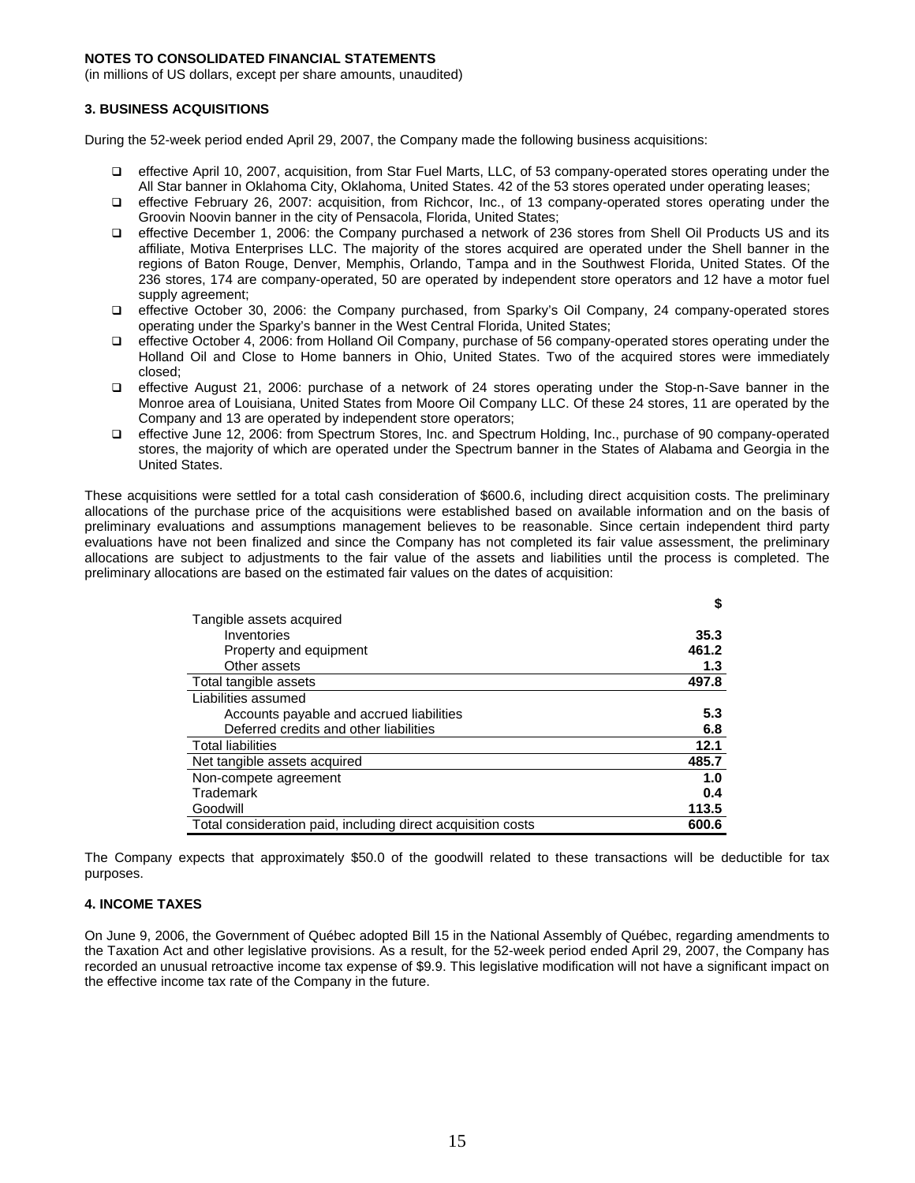**NOTES TO CONSOLIDATED FINANCIAL STATEMENTS**
(in millions of US dollars, except per share amounts, unaudited)

### 3. BUSINESS ACQUISITIONS

During the 52-week period ended April 29, 2007, the Company made the following business acquisitions:

- effective April 10, 2007, acquisition, from Star Fuel Marts, LLC, of 53 company-operated stores operating under the All Star banner in Oklahoma City, Oklahoma, United States. 42 of the 53 stores operated under operating leases;
- effective February 26, 2007: acquisition, from Richcor, Inc., of 13 company-operated stores operating under the Groovin Noovin banner in the city of Pensacola, Florida, United States;
- effective December 1, 2006: the Company purchased a network of 236 stores from Shell Oil Products US and its affiliate, Motiva Enterprises LLC. The majority of the stores acquired are operated under the Shell banner in the regions of Baton Rouge, Denver, Memphis, Orlando, Tampa and in the Southwest Florida, United States. Of the 236 stores, 174 are company-operated, 50 are operated by independent store operators and 12 have a motor fuel supply agreement;
- effective October 30, 2006: the Company purchased, from Sparky's Oil Company, 24 company-operated stores operating under the Sparky's banner in the West Central Florida, United States;
- effective October 4, 2006: from Holland Oil Company, purchase of 56 company-operated stores operating under the Holland Oil and Close to Home banners in Ohio, United States. Two of the acquired stores were immediately closed;
- effective August 21, 2006: purchase of a network of 24 stores operating under the Stop-n-Save banner in the Monroe area of Louisiana, United States from Moore Oil Company LLC. Of these 24 stores, 11 are operated by the Company and 13 are operated by independent store operators;
- effective June 12, 2006: from Spectrum Stores, Inc. and Spectrum Holding, Inc., purchase of 90 company-operated stores, the majority of which are operated under the Spectrum banner in the States of Alabama and Georgia in the United States.

These acquisitions were settled for a total cash consideration of $600.6, including direct acquisition costs. The preliminary allocations of the purchase price of the acquisitions were established based on available information and on the basis of preliminary evaluations and assumptions management believes to be reasonable. Since certain independent third party evaluations have not been finalized and since the Company has not completed its fair value assessment, the preliminary allocations are subject to adjustments to the fair value of the assets and liabilities until the process is completed. The preliminary allocations are based on the estimated fair values on the dates of acquisition:

| | $ |
|---|---|
| Tangible assets acquired | |
| Inventories | **35.3** |
| Property and equipment | **461.2** |
| Other assets | **1.3** |
| Total tangible assets | **497.8** |
| Liabilities assumed | |
| Accounts payable and accrued liabilities | **5.3** |
| Deferred credits and other liabilities | **6.8** |
| Total liabilities | **12.1** |
| Net tangible assets acquired | **485.7** |
| Non-compete agreement | **1.0** |
| Trademark | **0.4** |
| Goodwill | **113.5** |
| Total consideration paid, including direct acquisition costs | **600.6** |

The Company expects that approximately $50.0 of the goodwill related to these transactions will be deductible for tax purposes.

### 4. INCOME TAXES

On June 9, 2006, the Government of Québec adopted Bill 15 in the National Assembly of Québec, regarding amendments to the Taxation Act and other legislative provisions. As a result, for the 52-week period ended April 29, 2007, the Company has recorded an unusual retroactive income tax expense of $9.9. This legislative modification will not have a significant impact on the effective income tax rate of the Company in the future.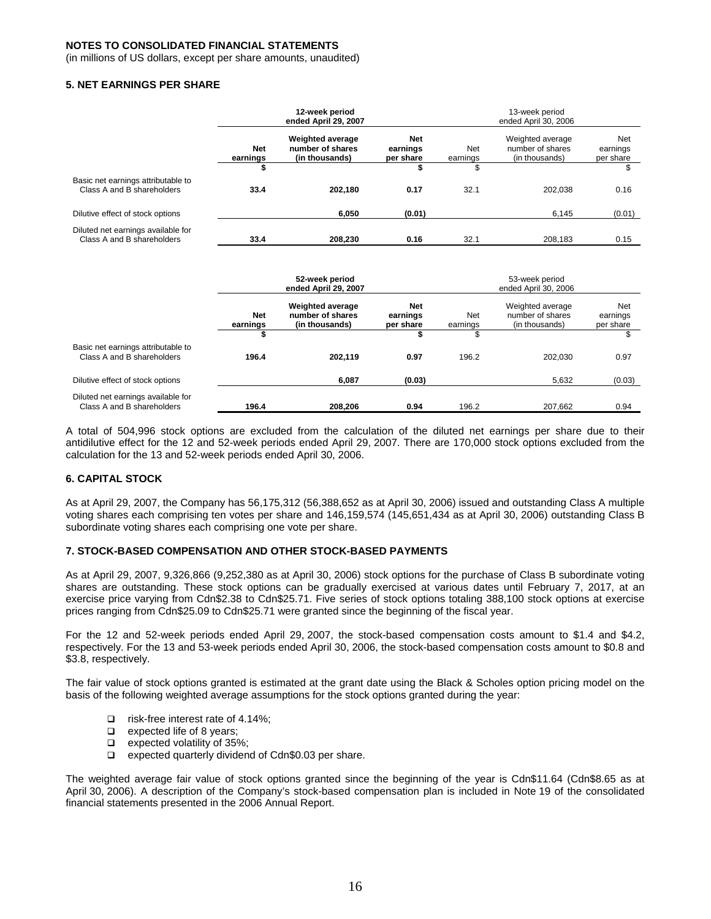**NOTES TO CONSOLIDATED FINANCIAL STATEMENTS**
(in millions of US dollars, except per share amounts, unaudited)

## 5. NET EARNINGS PER SHARE

| | 12-week period ended April 29, 2007 | | | 13-week period ended April 30, 2006 | | |
|---|---|---|---|---|---|---|
| | **Net earnings** | **Weighted average number of shares (in thousands)** | **Net earnings per share** | Net earnings | Weighted average number of shares (in thousands) | Net earnings per share |
| | **$** | | **$** | $ | | $ |
| Basic net earnings attributable to Class A and B shareholders | **33.4** | **202,180** | **0.17** | 32.1 | 202,038 | 0.16 |
| Dilutive effect of stock options | | **6,050** | **(0.01)** | | 6,145 | (0.01) |
| Diluted net earnings available for Class A and B shareholders | **33.4** | **208,230** | **0.16** | 32.1 | 208,183 | 0.15 |

| | 52-week period ended April 29, 2007 | | | 53-week period ended April 30, 2006 | | |
|---|---|---|---|---|---|---|
| | **Net earnings** | **Weighted average number of shares (in thousands)** | **Net earnings per share** | Net earnings | Weighted average number of shares (in thousands) | Net earnings per share |
| | **$** | | **$** | $ | | $ |
| Basic net earnings attributable to Class A and B shareholders | **196.4** | **202,119** | **0.97** | 196.2 | 202,030 | 0.97 |
| Dilutive effect of stock options | | **6,087** | **(0.03)** | | 5,632 | (0.03) |
| Diluted net earnings available for Class A and B shareholders | **196.4** | **208,206** | **0.94** | 196.2 | 207,662 | 0.94 |

A total of 504,996 stock options are excluded from the calculation of the diluted net earnings per share due to their antidilutive effect for the 12 and 52-week periods ended April 29, 2007. There are 170,000 stock options excluded from the calculation for the 13 and 52-week periods ended April 30, 2006.

## 6. CAPITAL STOCK

As at April 29, 2007, the Company has 56,175,312 (56,388,652 as at April 30, 2006) issued and outstanding Class A multiple voting shares each comprising ten votes per share and 146,159,574 (145,651,434 as at April 30, 2006) outstanding Class B subordinate voting shares each comprising one vote per share.

## 7. STOCK-BASED COMPENSATION AND OTHER STOCK-BASED PAYMENTS

As at April 29, 2007, 9,326,866 (9,252,380 as at April 30, 2006) stock options for the purchase of Class B subordinate voting shares are outstanding. These stock options can be gradually exercised at various dates until February 7, 2017, at an exercise price varying from Cdn$2.38 to Cdn$25.71. Five series of stock options totaling 388,100 stock options at exercise prices ranging from Cdn$25.09 to Cdn$25.71 were granted since the beginning of the fiscal year.

For the 12 and 52-week periods ended April 29, 2007, the stock-based compensation costs amount to $1.4 and $4.2, respectively. For the 13 and 53-week periods ended April 30, 2006, the stock-based compensation costs amount to $0.8 and $3.8, respectively.

The fair value of stock options granted is estimated at the grant date using the Black & Scholes option pricing model on the basis of the following weighted average assumptions for the stock options granted during the year:

- risk-free interest rate of 4.14%;
- expected life of 8 years;
- expected volatility of 35%;
- expected quarterly dividend of Cdn$0.03 per share.

The weighted average fair value of stock options granted since the beginning of the year is Cdn$11.64 (Cdn$8.65 as at April 30, 2006). A description of the Company's stock-based compensation plan is included in Note 19 of the consolidated financial statements presented in the 2006 Annual Report.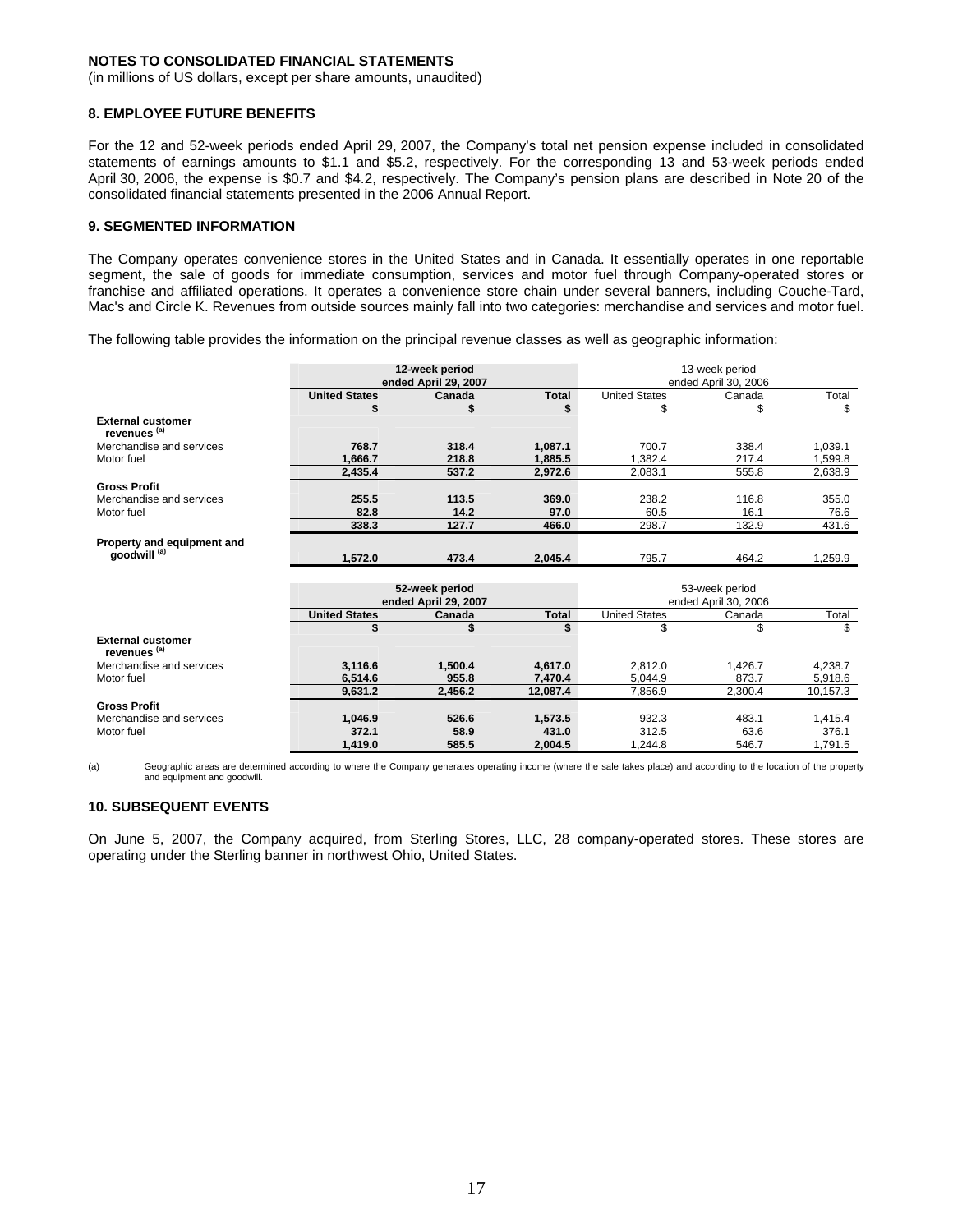**NOTES TO CONSOLIDATED FINANCIAL STATEMENTS**
(in millions of US dollars, except per share amounts, unaudited)

## 8. EMPLOYEE FUTURE BENEFITS

For the 12 and 52-week periods ended April 29, 2007, the Company's total net pension expense included in consolidated statements of earnings amounts to $1.1 and $5.2, respectively. For the corresponding 13 and 53-week periods ended April 30, 2006, the expense is $0.7 and $4.2, respectively. The Company's pension plans are described in Note 20 of the consolidated financial statements presented in the 2006 Annual Report.

## 9. SEGMENTED INFORMATION

The Company operates convenience stores in the United States and in Canada. It essentially operates in one reportable segment, the sale of goods for immediate consumption, services and motor fuel through Company-operated stores or franchise and affiliated operations. It operates a convenience store chain under several banners, including Couche-Tard, Mac's and Circle K. Revenues from outside sources mainly fall into two categories: merchandise and services and motor fuel.

The following table provides the information on the principal revenue classes as well as geographic information:

| | 12-week period ended April 29, 2007 | | | 13-week period ended April 30, 2006 | | |
|---|---|---|---|---|---|---|
| | **United States** | **Canada** | **Total** | United States | Canada | Total |
| | **$** | **$** | **$** | $ | $ | $ |
| **External customer revenues [(a)]** | | | | | | |
| Merchandise and services | **768.7** | **318.4** | **1,087.1** | 700.7 | 338.4 | 1,039.1 |
| Motor fuel | **1,666.7** | **218.8** | **1,885.5** | 1,382.4 | 217.4 | 1,599.8 |
| | **2,435.4** | **537.2** | **2,972.6** | 2,083.1 | 555.8 | 2,638.9 |
| **Gross Profit** | | | | | | |
| Merchandise and services | **255.5** | **113.5** | **369.0** | 238.2 | 116.8 | 355.0 |
| Motor fuel | **82.8** | **14.2** | **97.0** | 60.5 | 16.1 | 76.6 |
| | **338.3** | **127.7** | **466.0** | 298.7 | 132.9 | 431.6 |
| **Property and equipment and goodwill [(a)]** | **1,572.0** | **473.4** | **2,045.4** | 795.7 | 464.2 | 1,259.9 |

| | 52-week period ended April 29, 2007 | | | 53-week period ended April 30, 2006 | | |
|---|---|---|---|---|---|---|
| | **United States** | **Canada** | **Total** | United States | Canada | Total |
| | **$** | **$** | **$** | $ | $ | $ |
| **External customer revenues [(a)]** | | | | | | |
| Merchandise and services | **3,116.6** | **1,500.4** | **4,617.0** | 2,812.0 | 1,426.7 | 4,238.7 |
| Motor fuel | **6,514.6** | **955.8** | **7,470.4** | 5,044.9 | 873.7 | 5,918.6 |
| | **9,631.2** | **2,456.2** | **12,087.4** | 7,856.9 | 2,300.4 | 10,157.3 |
| **Gross Profit** | | | | | | |
| Merchandise and services | **1,046.9** | **526.6** | **1,573.5** | 932.3 | 483.1 | 1,415.4 |
| Motor fuel | **372.1** | **58.9** | **431.0** | 312.5 | 63.6 | 376.1 |
| | **1,419.0** | **585.5** | **2,004.5** | 1,244.8 | 546.7 | 1,791.5 |

(a) Geographic areas are determined according to where the Company generates operating income (where the sale takes place) and according to the location of the property and equipment and goodwill.

## 10. SUBSEQUENT EVENTS

On June 5, 2007, the Company acquired, from Sterling Stores, LLC, 28 company-operated stores. These stores are operating under the Sterling banner in northwest Ohio, United States.